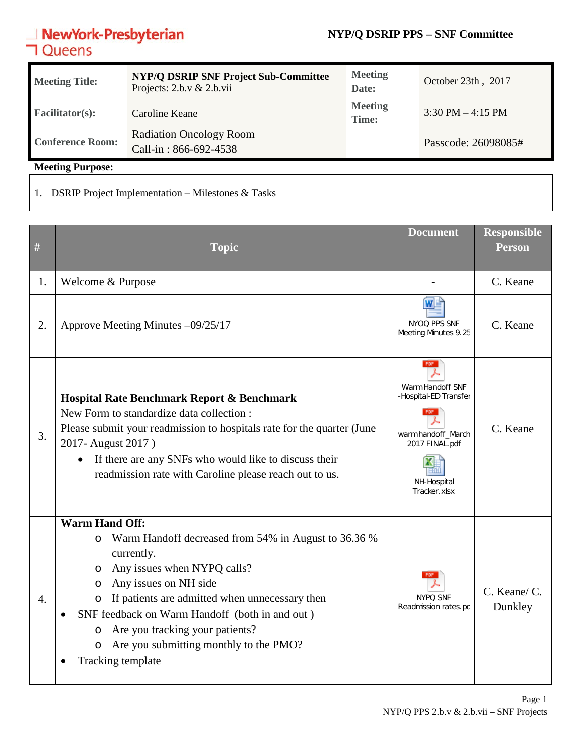NewYork-Presbyterian Queens

**NYP/Q DSRIP PPS – SNF Committee**

| **Meeting Title:** | **NYP/Q DSRIP SNF Project Sub-Committee** Projects: 2.b.v & 2.b.vii | **Meeting Date:** | October 23th , 2017 |
|---|---|---|---|
| **Facilitator(s):** | Caroline Keane | **Meeting Time:** | 3:30 PM – 4:15 PM |
| **Conference Room:** | Radiation Oncology Room<br>Call-in : 866-692-4538 | | Passcode: 26098085# |

**Meeting Purpose:**

1. DSRIP Project Implementation – Milestones & Tasks

| # | Topic | Document | Responsible Person |
|---|---|---|---|
| 1. | Welcome & Purpose | - | C. Keane |
| 2. | Approve Meeting Minutes –09/25/17 | NYOQ PPS SNF Meeting Minutes 9.25 | C. Keane |
| 3. | **Hospital Rate Benchmark Report & Benchmark**<br>New Form to standardize data collection :<br>Please submit your readmission to hospitals rate for the quarter (June 2017- August 2017 )<br>• If there are any SNFs who would like to discuss their readmission rate with Caroline please reach out to us. | Warm Handoff SNF -Hospital-ED Transfer<br>warmhandoff_March 2017 FINAL.pdf<br>NH-Hospital Tracker.xlsx | C. Keane |
| 4. | **Warm Hand Off:**<br>o Warm Handoff decreased from 54% in August to 36.36 % currently.<br>o Any issues when NYPQ calls?<br>o Any issues on NH side<br>o If patients are admitted when unnecessary then<br>• SNF feedback on Warm Handoff (both in and out )<br>o Are you tracking your patients?<br>o Are you submitting monthly to the PMO?<br>• Tracking template | NYPQ SNF Readmission rates.pd | C. Keane/ C. Dunkley |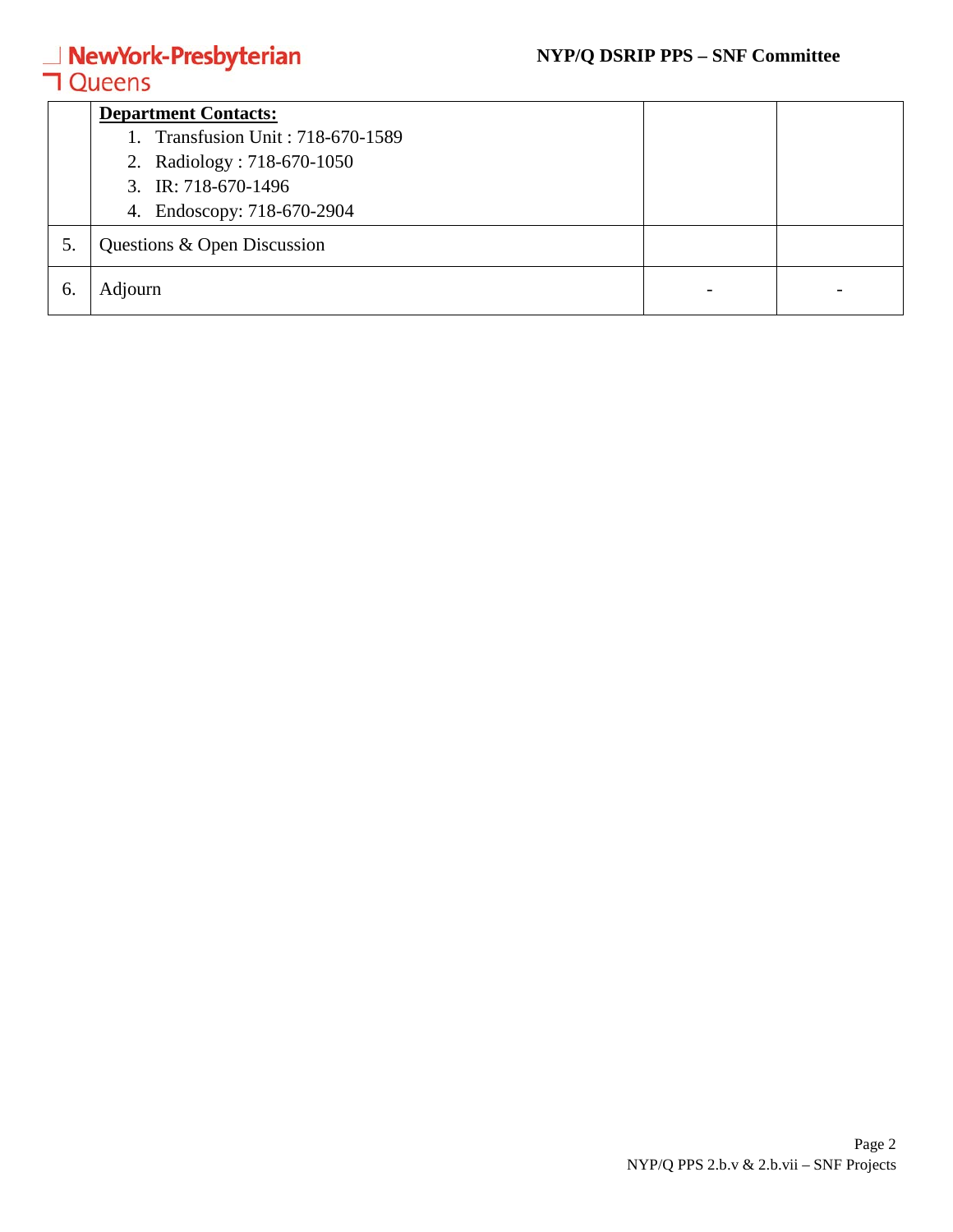| | | | |
|---|---|---|---|
| | **Department Contacts:**<br>1. Transfusion Unit : 718-670-1589<br>2. Radiology : 718-670-1050<br>3. IR: 718-670-1496<br>4. Endoscopy: 718-670-2904 | | |
| 5. | Questions & Open Discussion | | |
| 6. | Adjourn | - | - |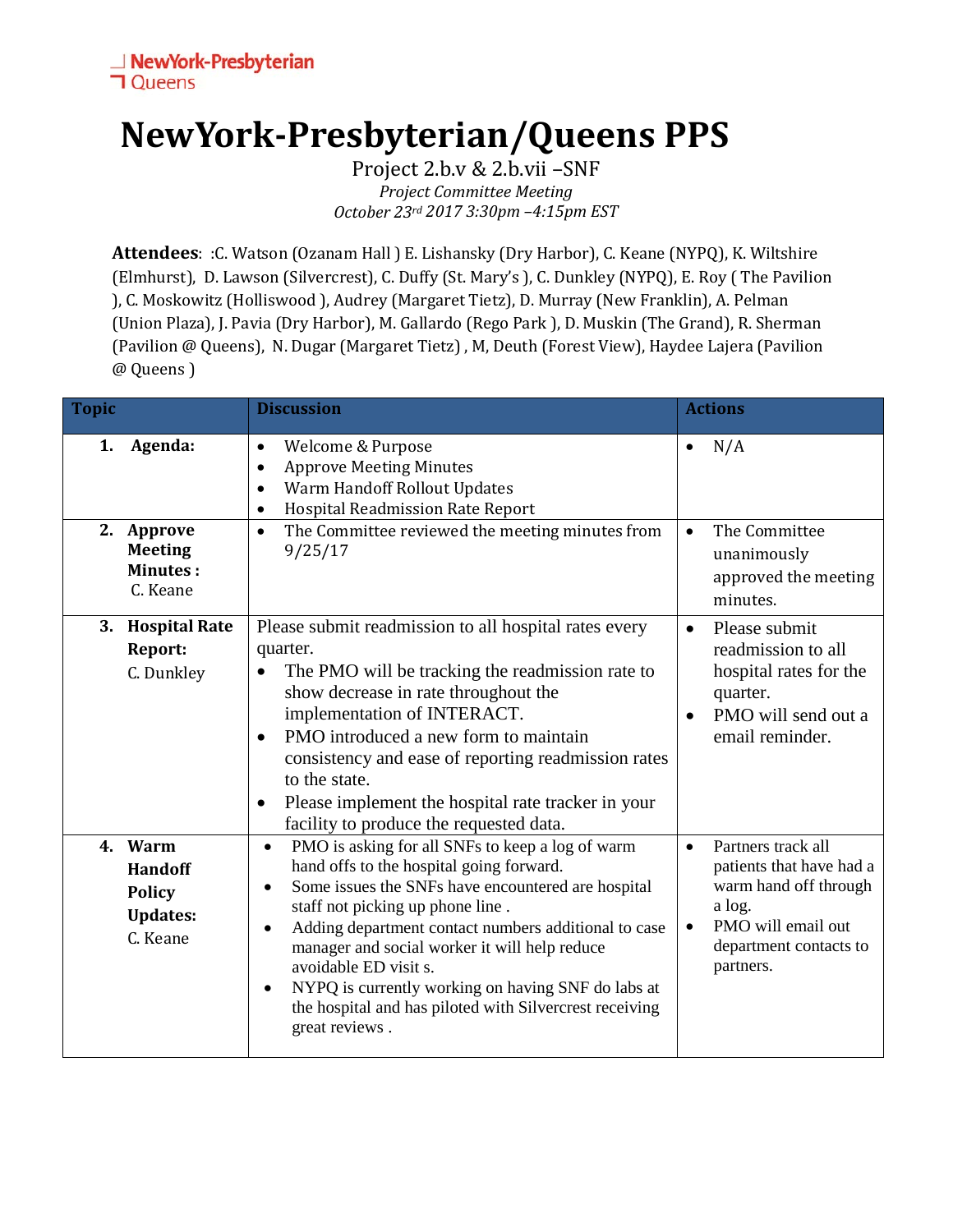NewYork-Presbyterian Queens

# NewYork-Presbyterian/Queens PPS

Project 2.b.v & 2.b.vii –SNF

*Project Committee Meeting*

*October 23rd 2017 3:30pm –4:15pm EST*

**Attendees**: :C. Watson (Ozanam Hall ) E. Lishansky (Dry Harbor), C. Keane (NYPQ), K. Wiltshire (Elmhurst), D. Lawson (Silvercrest), C. Duffy (St. Mary's ), C. Dunkley (NYPQ), E. Roy ( The Pavilion ), C. Moskowitz (Holliswood ), Audrey (Margaret Tietz), D. Murray (New Franklin), A. Pelman (Union Plaza), J. Pavia (Dry Harbor), M. Gallardo (Rego Park ), D. Muskin (The Grand), R. Sherman (Pavilion @ Queens), N. Dugar (Margaret Tietz) , M, Deuth (Forest View), Haydee Lajera (Pavilion @ Queens )

| Topic | Discussion | Actions |
|---|---|---|
| 1. **Agenda:** | • Welcome & Purpose<br>• Approve Meeting Minutes<br>• Warm Handoff Rollout Updates<br>• Hospital Readmission Rate Report | • N/A |
| 2. **Approve Meeting Minutes :** C. Keane | • The Committee reviewed the meeting minutes from 9/25/17 | • The Committee unanimously approved the meeting minutes. |
| 3. **Hospital Rate Report:** C. Dunkley | Please submit readmission to all hospital rates every quarter.<br>• The PMO will be tracking the readmission rate to show decrease in rate throughout the implementation of INTERACT.<br>• PMO introduced a new form to maintain consistency and ease of reporting readmission rates to the state.<br>• Please implement the hospital rate tracker in your facility to produce the requested data. | • Please submit readmission to all hospital rates for the quarter.<br>• PMO will send out a email reminder. |
| 4. **Warm Handoff Policy Updates:** C. Keane | • PMO is asking for all SNFs to keep a log of warm hand offs to the hospital going forward.<br>• Some issues the SNFs have encountered are hospital staff not picking up phone line .<br>• Adding department contact numbers additional to case manager and social worker it will help reduce avoidable ED visit s.<br>• NYPQ is currently working on having SNF do labs at the hospital and has piloted with Silvercrest receiving great reviews . | • Partners track all patients that have had a warm hand off through a log.<br>• PMO will email out department contacts to partners. |